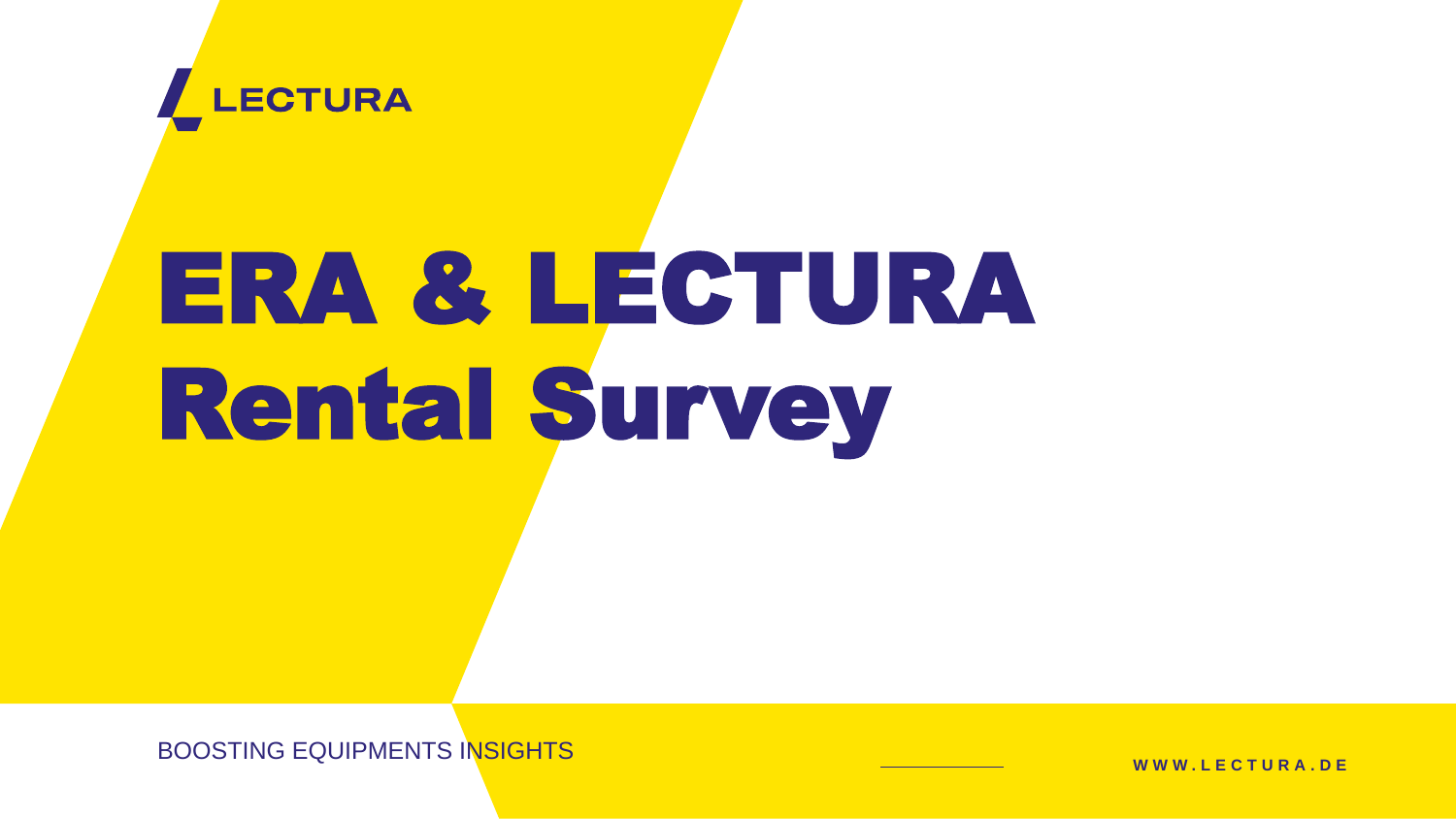LECTURA

# ERA & LECTURA Rental Survey

BOOSTING EQUIPMENTS INSIGHTS

WWW.LECTURA.DE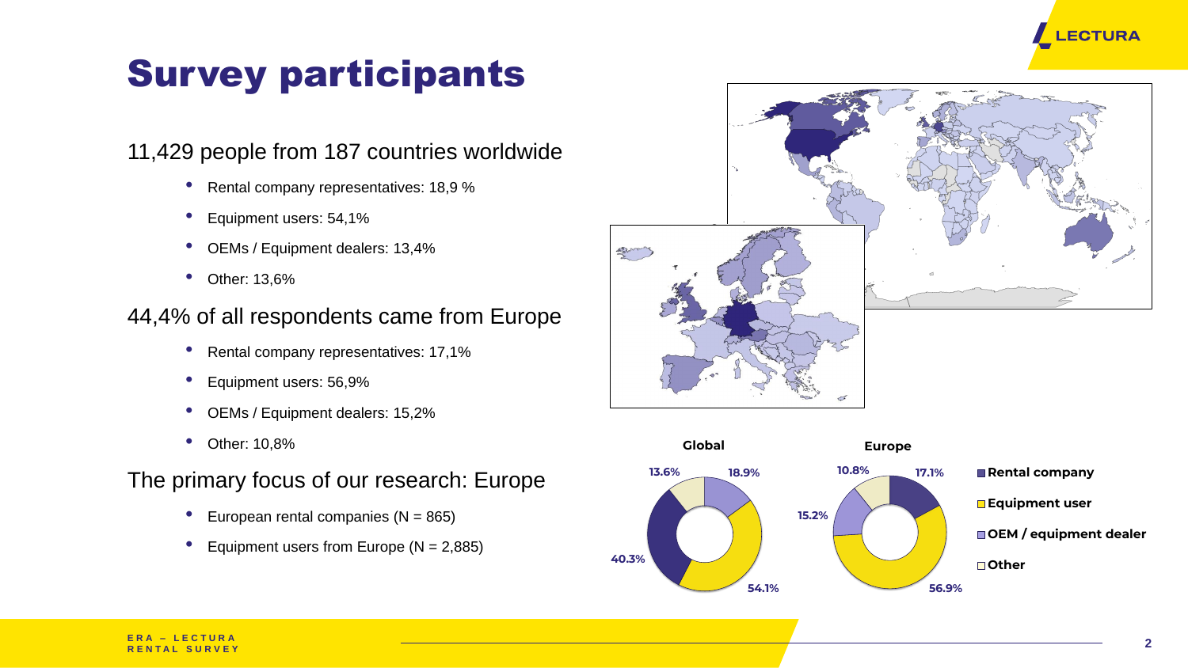# Survey participants

## 11,429 people from 187 countries worldwide

- Rental company representatives: 18,9 %
- Equipment users: 54,1%
- OEMs / Equipment dealers: 13,4%
- Other: 13,6%

## 44,4% of all respondents came from Europe

- Rental company representatives: 17,1%
- Equipment users: 56,9%
- OEMs / Equipment dealers: 15,2%
- Other: 10,8%

## The primary focus of our research: Europe

- European rental companies (N = 865)
- Equipment users from Europe (N = 2,885)

| | Global | Europe |
| --- | --- | --- |
| Rental company | 18.9% | 17.1% |
| Equipment user | 54.1% | 56.9% |
| OEM / equipment dealer | 40.3% | 15.2% |
| Other | 13.6% | 10.8% |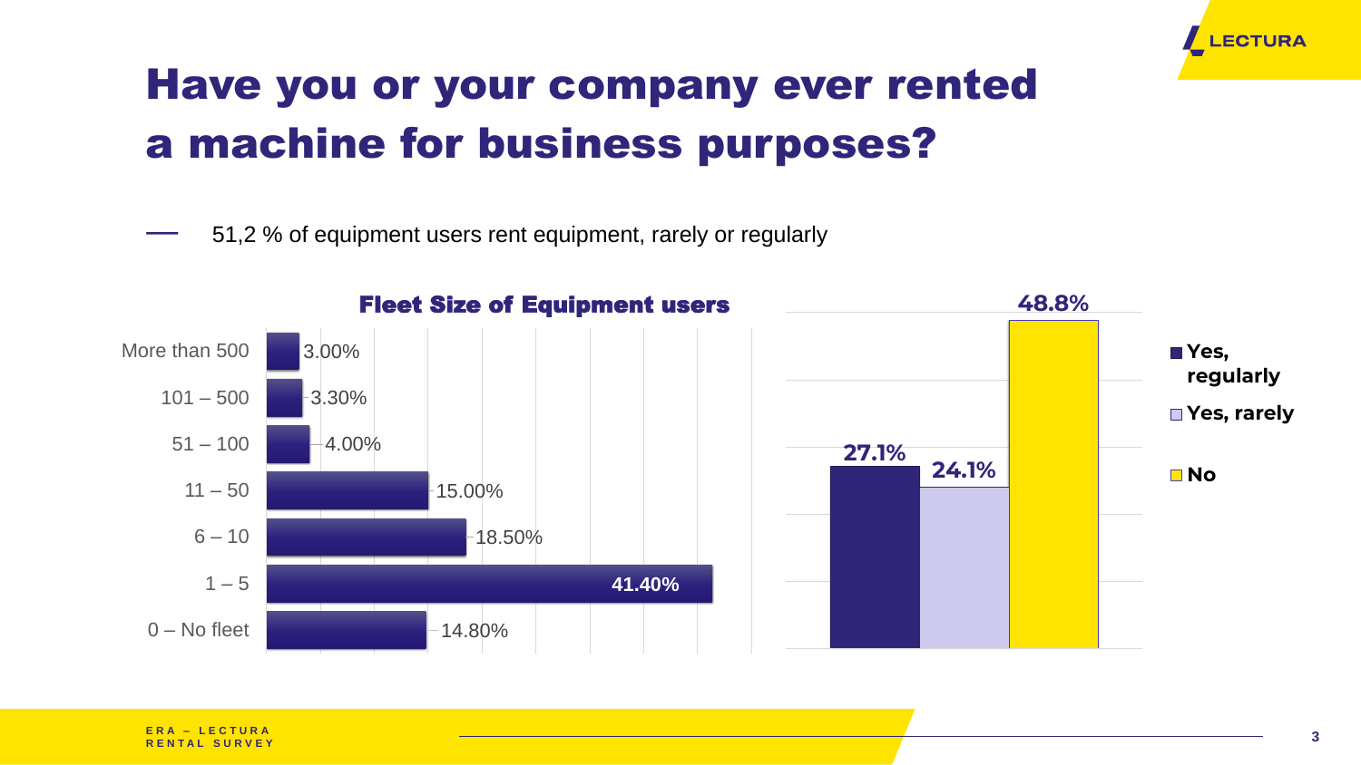# Have you or your company ever rented a machine for business purposes?

- 51,2 % of equipment users rent equipment, rarely or regularly

**Fleet Size of Equipment users**

| Fleet size | Share |
| --- | --- |
| More than 500 | 3.00% |
| 101 – 500 | 3.30% |
| 51 – 100 | 4.00% |
| 11 – 50 | 15.00% |
| 6 – 10 | 18.50% |
| 1 – 5 | 41.40% |
| 0 – No fleet | 14.80% |

| Answer | Share |
| --- | --- |
| Yes, regularly | 27.1% |
| Yes, rarely | 24.1% |
| No | 48.8% |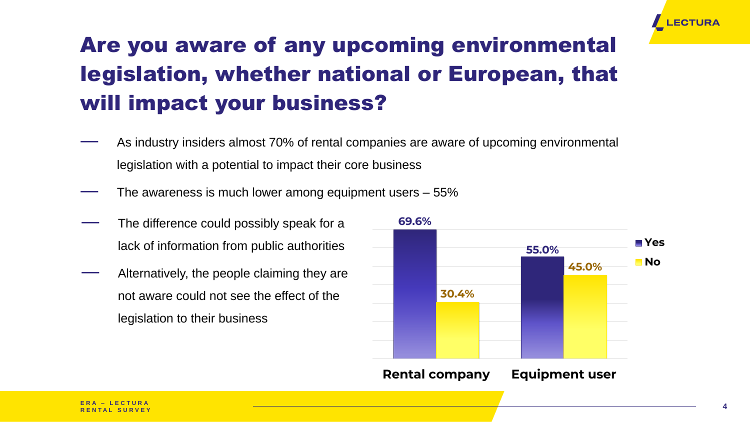# Are you aware of any upcoming environmental legislation, whether national or European, that will impact your business?

- As industry insiders almost 70% of rental companies are aware of upcoming environmental legislation with a potential to impact their core business
- The awareness is much lower among equipment users – 55%
- The difference could possibly speak for a lack of information from public authorities
- Alternatively, the people claiming they are not aware could not see the effect of the legislation to their business

| | Yes | No |
|---|---|---|
| Rental company | 69.6% | 30.4% |
| Equipment user | 55.0% | 45.0% |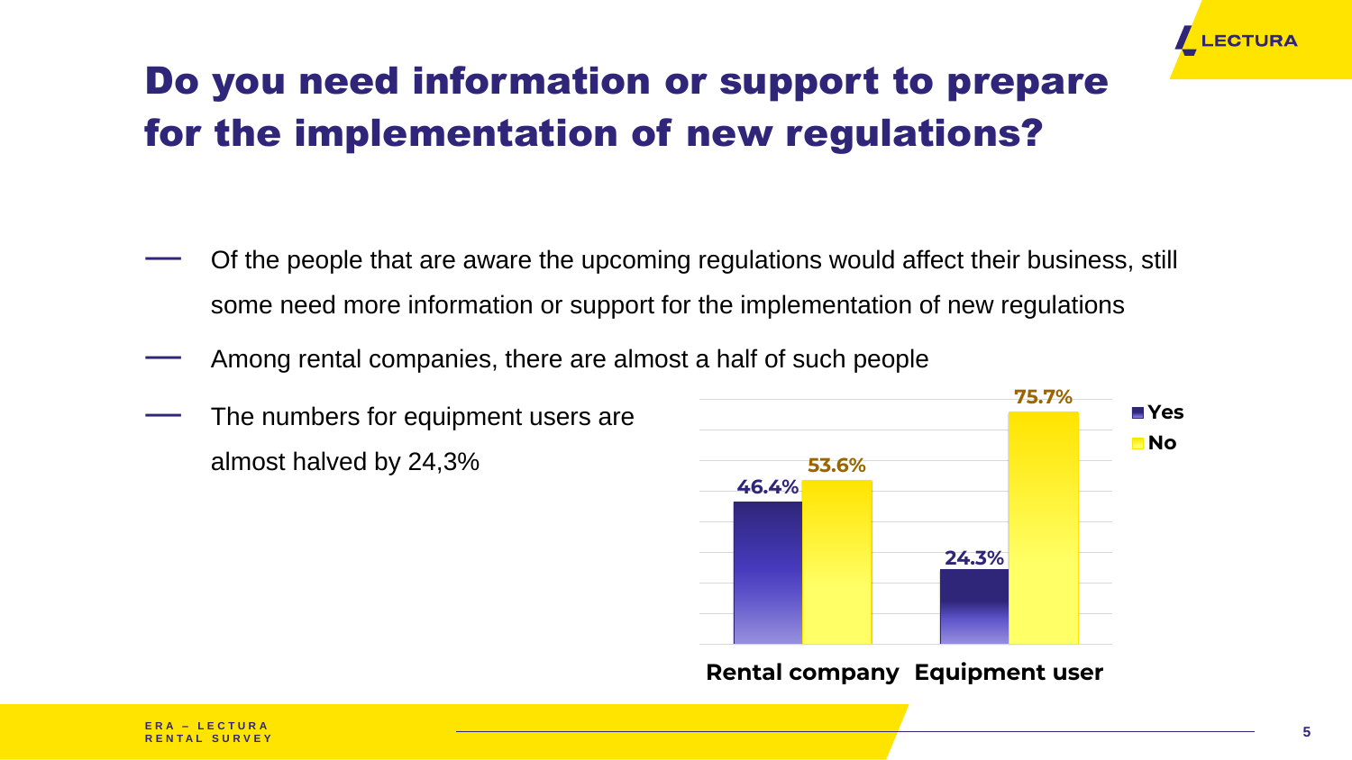# Do you need information or support to prepare for the implementation of new regulations?

- Of the people that are aware the upcoming regulations would affect their business, still some need more information or support for the implementation of new regulations
- Among rental companies, there are almost a half of such people
- The numbers for equipment users are almost halved by 24,3%

| | Yes | No |
|---|---|---|
| Rental company | 46.4% | 53.6% |
| Equipment user | 24.3% | 75.7% |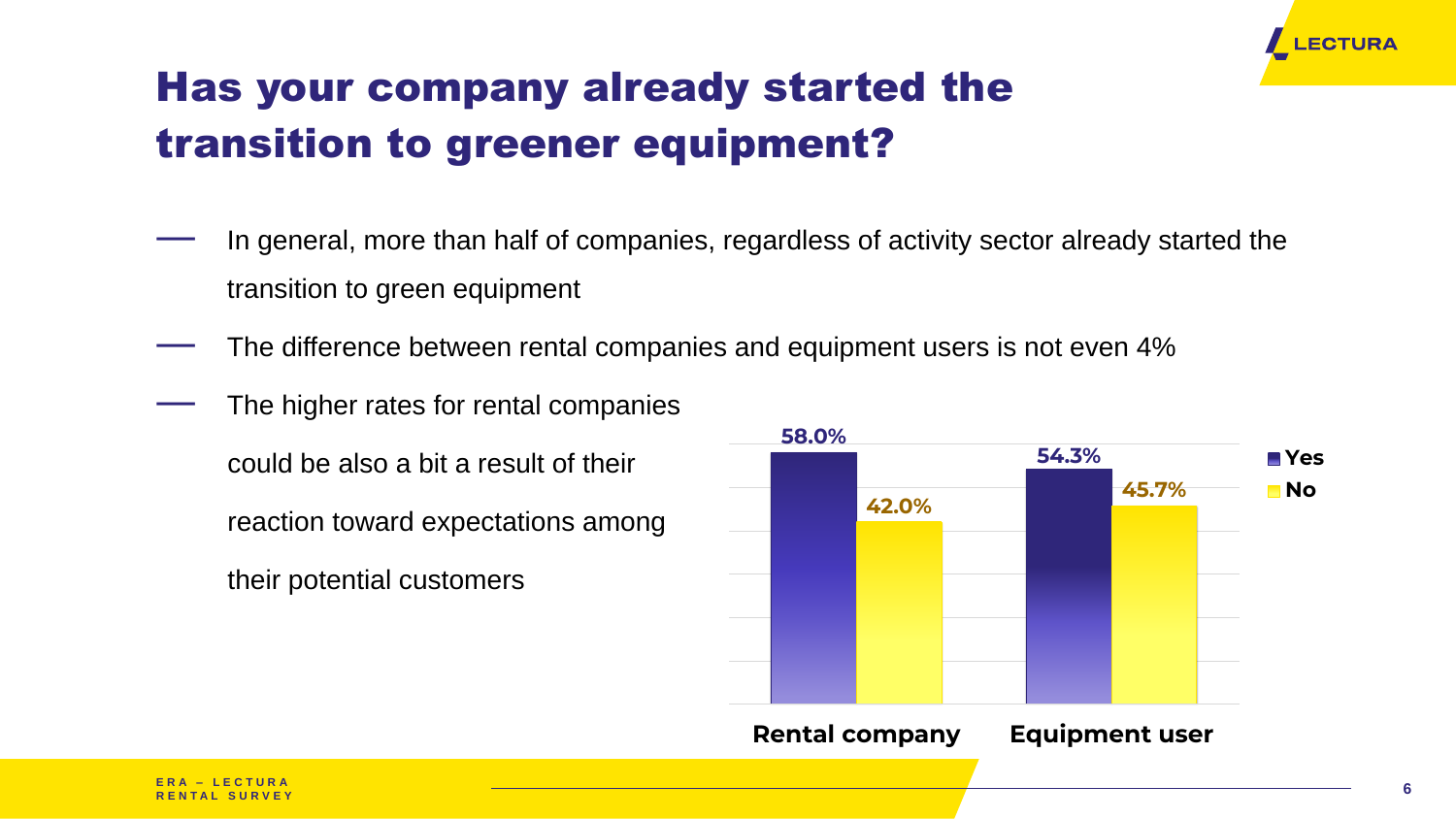# Has your company already started the transition to greener equipment?

- In general, more than half of companies, regardless of activity sector already started the transition to green equipment
- The difference between rental companies and equipment users is not even 4%
- The higher rates for rental companies could be also a bit a result of their reaction toward expectations among their potential customers

| | Yes | No |
|---|---|---|
| Rental company | 58.0% | 42.0% |
| Equipment user | 54.3% | 45.7% |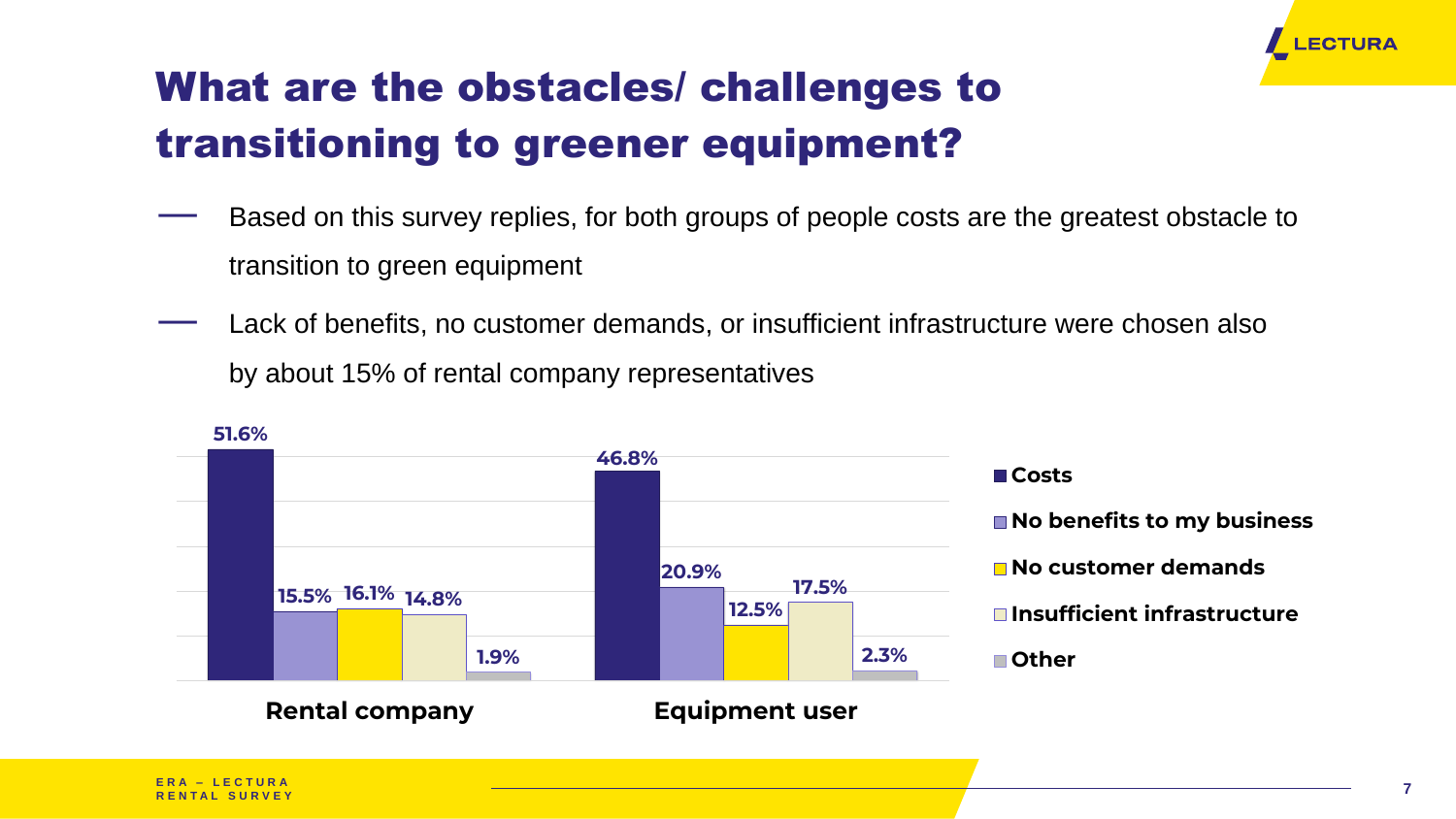# What are the obstacles/ challenges to transitioning to greener equipment?

- Based on this survey replies, for both groups of people costs are the greatest obstacle to transition to green equipment
- Lack of benefits, no customer demands, or insufficient infrastructure were chosen also by about 15% of rental company representatives

| | Costs | No benefits to my business | No customer demands | Insufficient infrastructure | Other |
|---|---|---|---|---|---|
| Rental company | 51.6% | 15.5% | 16.1% | 14.8% | 1.9% |
| Equipment user | 46.8% | 20.9% | 12.5% | 17.5% | 2.3% |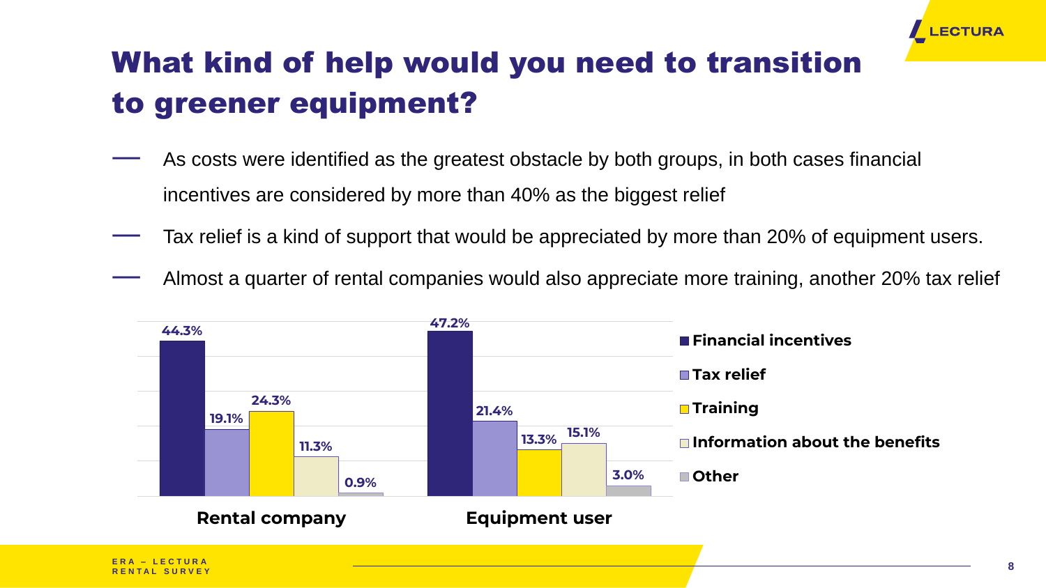# What kind of help would you need to transition to greener equipment?

- As costs were identified as the greatest obstacle by both groups, in both cases financial incentives are considered by more than 40% as the biggest relief
- Tax relief is a kind of support that would be appreciated by more than 20% of equipment users.
- Almost a quarter of rental companies would also appreciate more training, another 20% tax relief

| | Rental company | Equipment user |
|---|---|---|
| Financial incentives | 44.3% | 47.2% |
| Tax relief | 19.1% | 21.4% |
| Training | 24.3% | 13.3% |
| Information about the benefits | 11.3% | 15.1% |
| Other | 0.9% | 3.0% |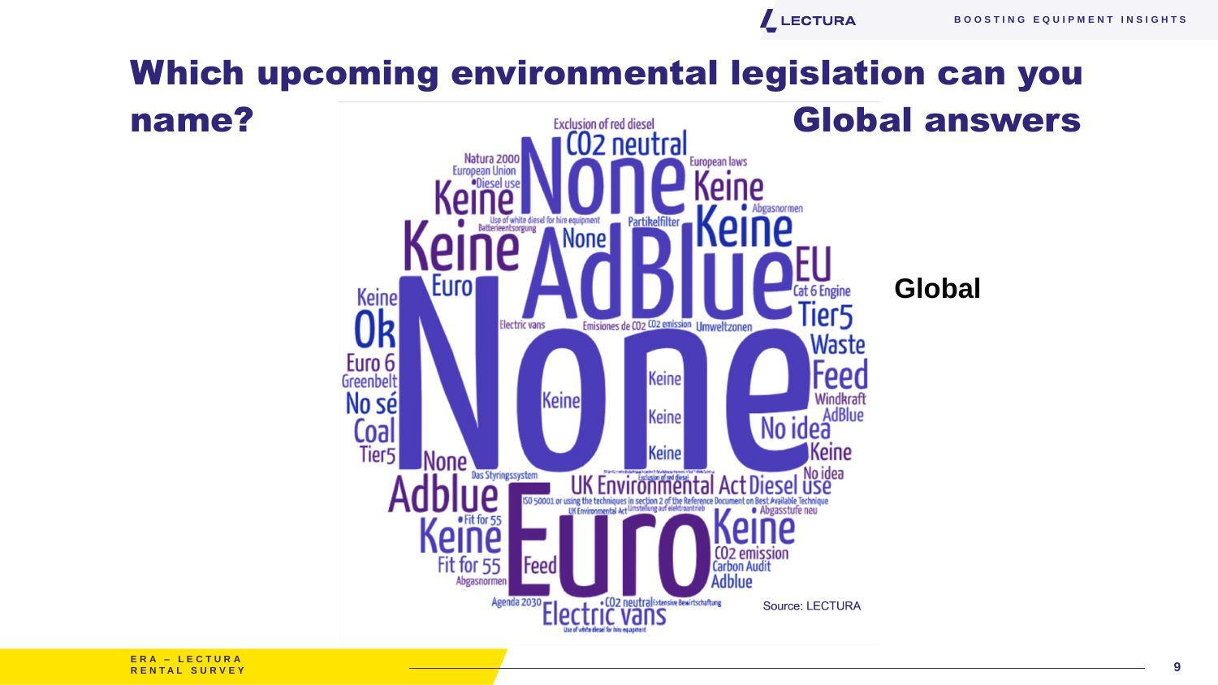# Which upcoming environmental legislation can you name? Global answers

Exclusion of red diesel
CO2 neutral
Natura 2000
European Union
•Diesel use
None
European laws
Keine
Keine
Abgasnormen
Use of white diesel for hire equipment
Batterieentsorgung
Partikelfilter
Keine
None
Keine
AdBlue
EU
Cat 6 Engine
Keine
Euro
Tier5
Ok
Electric vans
Emisiones de CO2
CO2 emission
Umweltzonen
Waste
Euro 6
Greenbelt
Keine
Feed
No sé
Keine
Windkraft
Coal
Keine
No idea
AdBlue
Tier5
None
Keine
Keine
None
No idea
Das Styringssystem
Exclusion of red diesel
Adblue
UK Environmental Act
Diesel use
ISO 50001 or using the techniques in section 2 of the Reference Document on Best Available Technique
UK Environmental Act
Umstellung auf elektroantrieb
• Abgasstufe neu
•Fit for 55
Keine
Euro
Keine
CO2 emission
Fit for 55
Feed
Carbon Audit
Abgasnormen
Adblue
Agenda 2030
•CO2 neutral
Extensive Bewirtschaftung
Electric vans
Use of white diesel for hire equipment

Global

Source: LECTURA